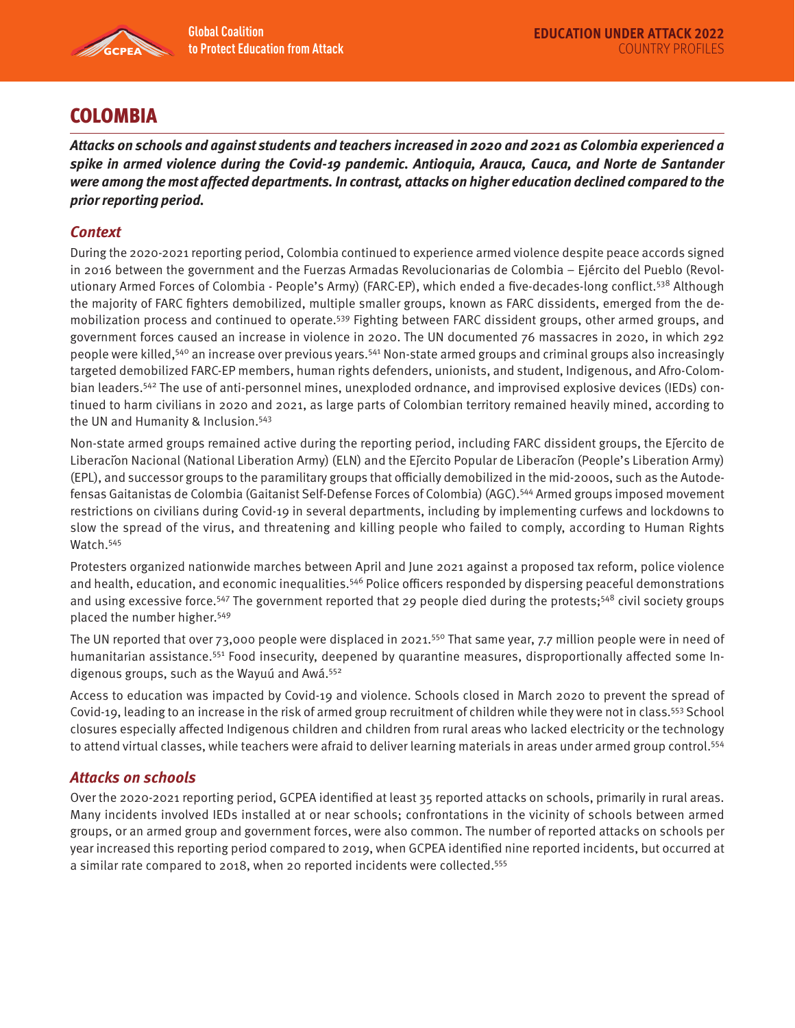# COLOMBIA

***Attacks on schools and against students and teachers increased in 2020 and 2021 as Colombia experienced a spike in armed violence during the Covid-19 pandemic. Antioquia, Arauca, Cauca, and Norte de Santander were among the most affected departments. In contrast, attacks on higher education declined compared to the prior reporting period.***

## *Context*

During the 2020-2021 reporting period, Colombia continued to experience armed violence despite peace accords signed in 2016 between the government and the Fuerzas Armadas Revolucionarias de Colombia – Ejército del Pueblo (Revolutionary Armed Forces of Colombia - People's Army) (FARC-EP), which ended a five-decades-long conflict.[538] Although the majority of FARC fighters demobilized, multiple smaller groups, known as FARC dissidents, emerged from the demobilization process and continued to operate.[539] Fighting between FARC dissident groups, other armed groups, and government forces caused an increase in violence in 2020. The UN documented 76 massacres in 2020, in which 292 people were killed,[540] an increase over previous years.[541] Non-state armed groups and criminal groups also increasingly targeted demobilized FARC-EP members, human rights defenders, unionists, and student, Indigenous, and Afro-Colombian leaders.[542] The use of anti-personnel mines, unexploded ordnance, and improvised explosive devices (IEDs) continued to harm civilians in 2020 and 2021, as large parts of Colombian territory remained heavily mined, according to the UN and Humanity & Inclusion.[543]

Non-state armed groups remained active during the reporting period, including FARC dissident groups, the Ejército de Liberación Nacional (National Liberation Army) (ELN) and the Ejército Popular de Liberación (People's Liberation Army) (EPL), and successor groups to the paramilitary groups that officially demobilized in the mid-2000s, such as the Autodefensas Gaitanistas de Colombia (Gaitanist Self-Defense Forces of Colombia) (AGC).[544] Armed groups imposed movement restrictions on civilians during Covid-19 in several departments, including by implementing curfews and lockdowns to slow the spread of the virus, and threatening and killing people who failed to comply, according to Human Rights Watch.[545]

Protesters organized nationwide marches between April and June 2021 against a proposed tax reform, police violence and health, education, and economic inequalities.[546] Police officers responded by dispersing peaceful demonstrations and using excessive force.[547] The government reported that 29 people died during the protests;[548] civil society groups placed the number higher.[549]

The UN reported that over 73,000 people were displaced in 2021.[550] That same year, 7.7 million people were in need of humanitarian assistance.[551] Food insecurity, deepened by quarantine measures, disproportionally affected some Indigenous groups, such as the Wayuú and Awá.[552]

Access to education was impacted by Covid-19 and violence. Schools closed in March 2020 to prevent the spread of Covid-19, leading to an increase in the risk of armed group recruitment of children while they were not in class.[553] School closures especially affected Indigenous children and children from rural areas who lacked electricity or the technology to attend virtual classes, while teachers were afraid to deliver learning materials in areas under armed group control.[554]

## *Attacks on schools*

Over the 2020-2021 reporting period, GCPEA identified at least 35 reported attacks on schools, primarily in rural areas. Many incidents involved IEDs installed at or near schools; confrontations in the vicinity of schools between armed groups, or an armed group and government forces, were also common. The number of reported attacks on schools per year increased this reporting period compared to 2019, when GCPEA identified nine reported incidents, but occurred at a similar rate compared to 2018, when 20 reported incidents were collected.[555]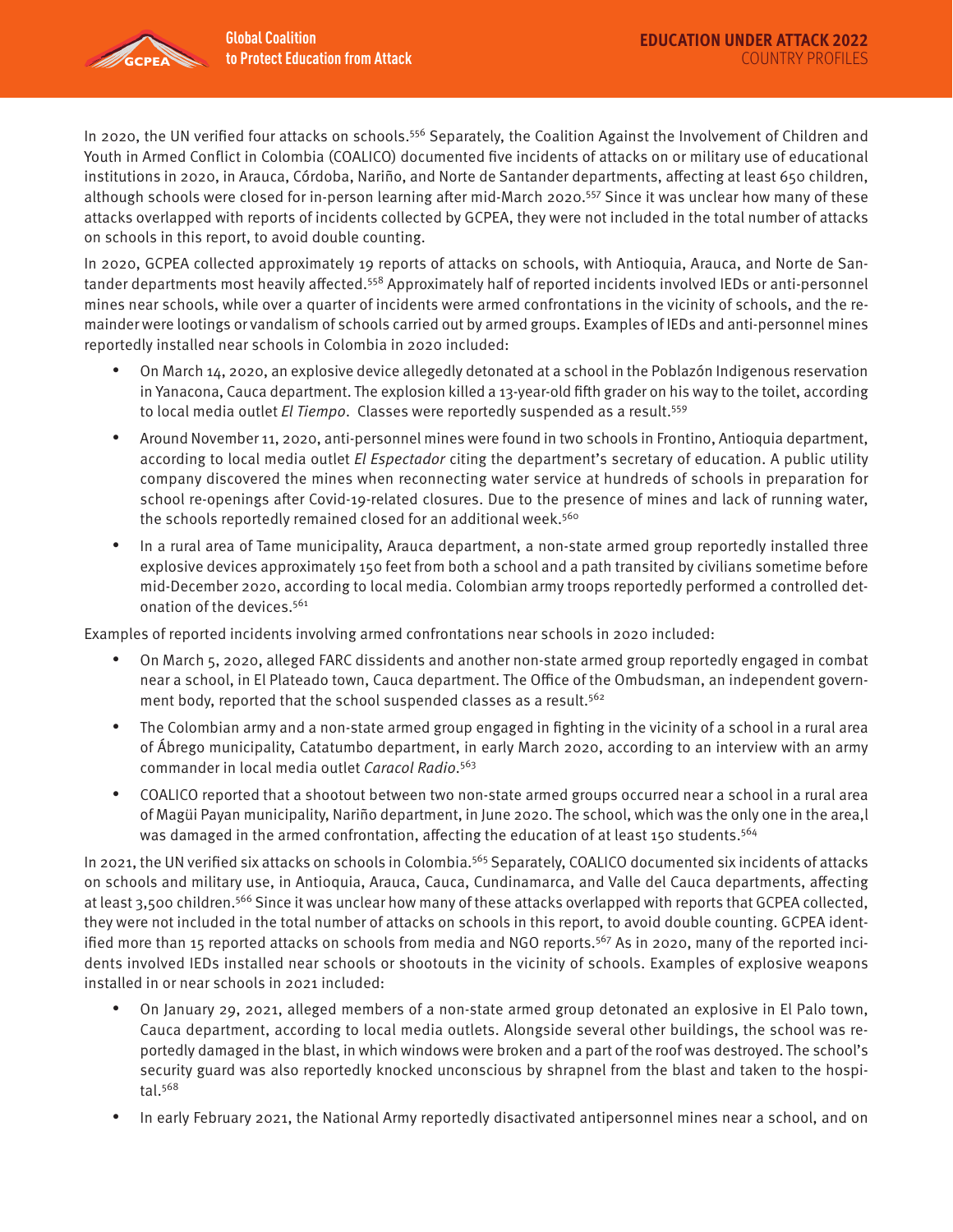In 2020, the UN verified four attacks on schools.[556] Separately, the Coalition Against the Involvement of Children and Youth in Armed Conflict in Colombia (COALICO) documented five incidents of attacks on or military use of educational institutions in 2020, in Arauca, Córdoba, Nariño, and Norte de Santander departments, affecting at least 650 children, although schools were closed for in-person learning after mid-March 2020.[557] Since it was unclear how many of these attacks overlapped with reports of incidents collected by GCPEA, they were not included in the total number of attacks on schools in this report, to avoid double counting.

In 2020, GCPEA collected approximately 19 reports of attacks on schools, with Antioquia, Arauca, and Norte de Santander departments most heavily affected.[558] Approximately half of reported incidents involved IEDs or anti-personnel mines near schools, while over a quarter of incidents were armed confrontations in the vicinity of schools, and the remainder were lootings or vandalism of schools carried out by armed groups. Examples of IEDs and anti-personnel mines reportedly installed near schools in Colombia in 2020 included:

- On March 14, 2020, an explosive device allegedly detonated at a school in the Poblazón Indigenous reservation in Yanacona, Cauca department. The explosion killed a 13-year-old fifth grader on his way to the toilet, according to local media outlet *El Tiempo*. Classes were reportedly suspended as a result.[559]
- Around November 11, 2020, anti-personnel mines were found in two schools in Frontino, Antioquia department, according to local media outlet *El Espectador* citing the department's secretary of education. A public utility company discovered the mines when reconnecting water service at hundreds of schools in preparation for school re-openings after Covid-19-related closures. Due to the presence of mines and lack of running water, the schools reportedly remained closed for an additional week.[560]
- In a rural area of Tame municipality, Arauca department, a non-state armed group reportedly installed three explosive devices approximately 150 feet from both a school and a path transited by civilians sometime before mid-December 2020, according to local media. Colombian army troops reportedly performed a controlled detonation of the devices.[561]

Examples of reported incidents involving armed confrontations near schools in 2020 included:

- On March 5, 2020, alleged FARC dissidents and another non-state armed group reportedly engaged in combat near a school, in El Plateado town, Cauca department. The Office of the Ombudsman, an independent government body, reported that the school suspended classes as a result.[562]
- The Colombian army and a non-state armed group engaged in fighting in the vicinity of a school in a rural area of Ábrego municipality, Catatumbo department, in early March 2020, according to an interview with an army commander in local media outlet *Caracol Radio*.[563]
- COALICO reported that a shootout between two non-state armed groups occurred near a school in a rural area of Magüi Payan municipality, Nariño department, in June 2020. The school, which was the only one in the area,l was damaged in the armed confrontation, affecting the education of at least 150 students.[564]

In 2021, the UN verified six attacks on schools in Colombia.[565] Separately, COALICO documented six incidents of attacks on schools and military use, in Antioquia, Arauca, Cauca, Cundinamarca, and Valle del Cauca departments, affecting at least 3,500 children.[566] Since it was unclear how many of these attacks overlapped with reports that GCPEA collected, they were not included in the total number of attacks on schools in this report, to avoid double counting. GCPEA identified more than 15 reported attacks on schools from media and NGO reports.[567] As in 2020, many of the reported incidents involved IEDs installed near schools or shootouts in the vicinity of schools. Examples of explosive weapons installed in or near schools in 2021 included:

- On January 29, 2021, alleged members of a non-state armed group detonated an explosive in El Palo town, Cauca department, according to local media outlets. Alongside several other buildings, the school was reportedly damaged in the blast, in which windows were broken and a part of the roof was destroyed. The school's security guard was also reportedly knocked unconscious by shrapnel from the blast and taken to the hospital.[568]
- In early February 2021, the National Army reportedly disactivated antipersonnel mines near a school, and on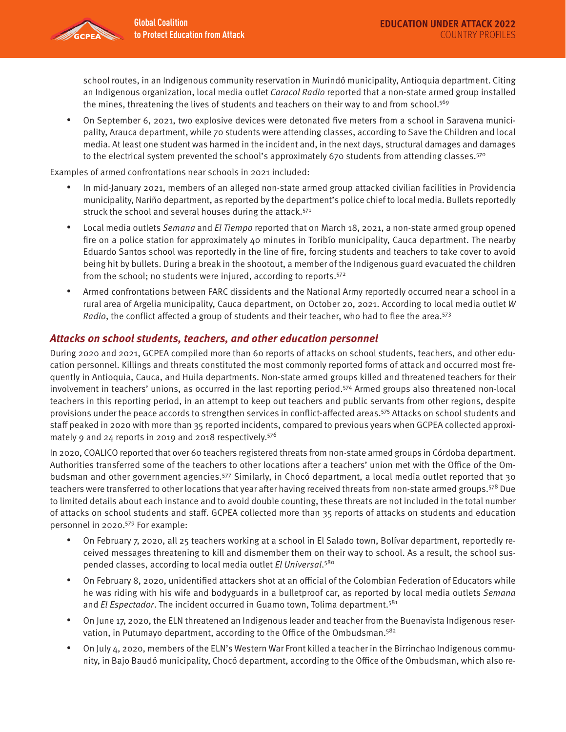school routes, in an Indigenous community reservation in Murindó municipality, Antioquia department. Citing an Indigenous organization, local media outlet *Caracol Radio* reported that a non-state armed group installed the mines, threatening the lives of students and teachers on their way to and from school.[569]

- On September 6, 2021, two explosive devices were detonated five meters from a school in Saravena municipality, Arauca department, while 70 students were attending classes, according to Save the Children and local media. At least one student was harmed in the incident and, in the next days, structural damages and damages to the electrical system prevented the school's approximately 670 students from attending classes.[570]

Examples of armed confrontations near schools in 2021 included:

- In mid-January 2021, members of an alleged non-state armed group attacked civilian facilities in Providencia municipality, Nariño department, as reported by the department's police chief to local media. Bullets reportedly struck the school and several houses during the attack.[571]
- Local media outlets *Semana* and *El Tiempo* reported that on March 18, 2021, a non-state armed group opened fire on a police station for approximately 40 minutes in Toribío municipality, Cauca department. The nearby Eduardo Santos school was reportedly in the line of fire, forcing students and teachers to take cover to avoid being hit by bullets. During a break in the shootout, a member of the Indigenous guard evacuated the children from the school; no students were injured, according to reports.[572]
- Armed confrontations between FARC dissidents and the National Army reportedly occurred near a school in a rural area of Argelia municipality, Cauca department, on October 20, 2021. According to local media outlet *W Radio*, the conflict affected a group of students and their teacher, who had to flee the area.[573]

## *Attacks on school students, teachers, and other education personnel*

During 2020 and 2021, GCPEA compiled more than 60 reports of attacks on school students, teachers, and other education personnel. Killings and threats constituted the most commonly reported forms of attack and occurred most frequently in Antioquia, Cauca, and Huila departments. Non-state armed groups killed and threatened teachers for their involvement in teachers' unions, as occurred in the last reporting period.[574] Armed groups also threatened non-local teachers in this reporting period, in an attempt to keep out teachers and public servants from other regions, despite provisions under the peace accords to strengthen services in conflict-affected areas.[575] Attacks on school students and staff peaked in 2020 with more than 35 reported incidents, compared to previous years when GCPEA collected approximately 9 and 24 reports in 2019 and 2018 respectively.[576]

In 2020, COALICO reported that over 60 teachers registered threats from non-state armed groups in Córdoba department. Authorities transferred some of the teachers to other locations after a teachers' union met with the Office of the Ombudsman and other government agencies.[577] Similarly, in Chocó department, a local media outlet reported that 30 teachers were transferred to other locations that year after having received threats from non-state armed groups.[578] Due to limited details about each instance and to avoid double counting, these threats are not included in the total number of attacks on school students and staff. GCPEA collected more than 35 reports of attacks on students and education personnel in 2020.[579] For example:

- On February 7, 2020, all 25 teachers working at a school in El Salado town, Bolívar department, reportedly received messages threatening to kill and dismember them on their way to school. As a result, the school suspended classes, according to local media outlet *El Universal*.[580]
- On February 8, 2020, unidentified attackers shot at an official of the Colombian Federation of Educators while he was riding with his wife and bodyguards in a bulletproof car, as reported by local media outlets *Semana* and *El Espectador*. The incident occurred in Guamo town, Tolima department.[581]
- On June 17, 2020, the ELN threatened an Indigenous leader and teacher from the Buenavista Indigenous reservation, in Putumayo department, according to the Office of the Ombudsman.[582]
- On July 4, 2020, members of the ELN's Western War Front killed a teacher in the Birrinchao Indigenous community, in Bajo Baudó municipality, Chocó department, according to the Office of the Ombudsman, which also re-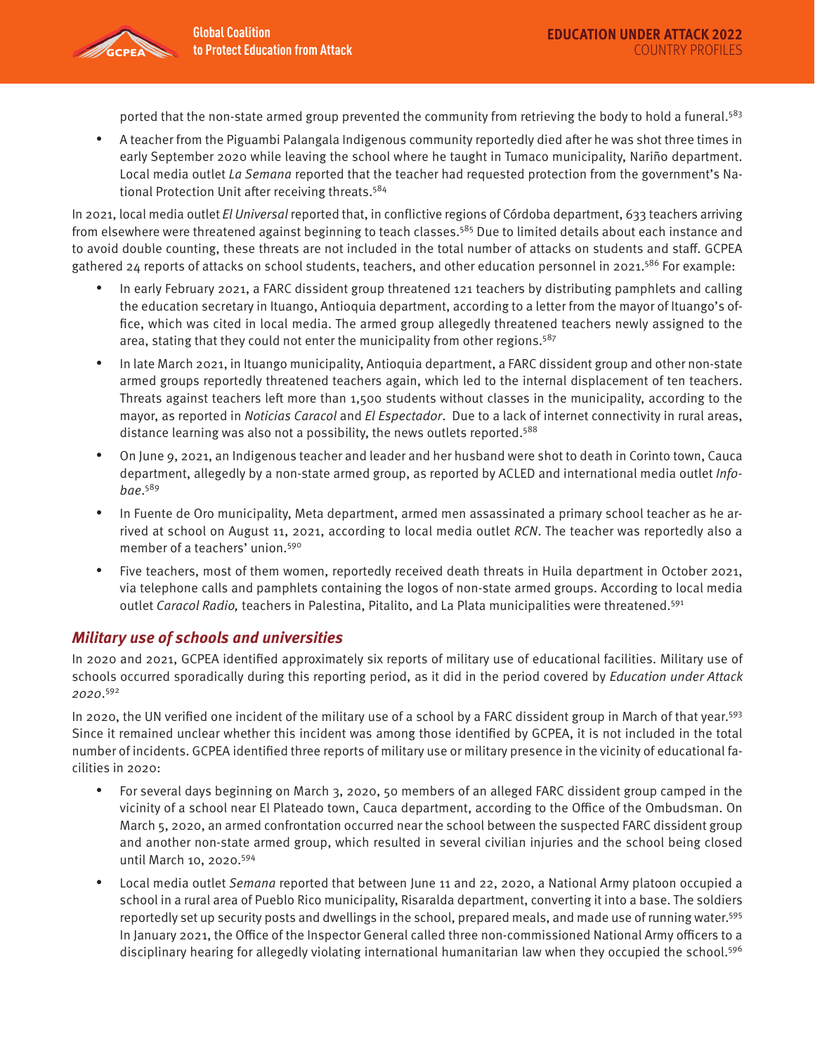ported that the non-state armed group prevented the community from retrieving the body to hold a funeral.[583]

- A teacher from the Piguambi Palangala Indigenous community reportedly died after he was shot three times in early September 2020 while leaving the school where he taught in Tumaco municipality, Nariño department. Local media outlet *La Semana* reported that the teacher had requested protection from the government's National Protection Unit after receiving threats.[584]

In 2021, local media outlet *El Universal* reported that, in conflictive regions of Córdoba department, 633 teachers arriving from elsewhere were threatened against beginning to teach classes.[585] Due to limited details about each instance and to avoid double counting, these threats are not included in the total number of attacks on students and staff. GCPEA gathered 24 reports of attacks on school students, teachers, and other education personnel in 2021.[586] For example:

- In early February 2021, a FARC dissident group threatened 121 teachers by distributing pamphlets and calling the education secretary in Ituango, Antioquia department, according to a letter from the mayor of Ituango's office, which was cited in local media. The armed group allegedly threatened teachers newly assigned to the area, stating that they could not enter the municipality from other regions.[587]
- In late March 2021, in Ituango municipality, Antioquia department, a FARC dissident group and other non-state armed groups reportedly threatened teachers again, which led to the internal displacement of ten teachers. Threats against teachers left more than 1,500 students without classes in the municipality, according to the mayor, as reported in *Noticias Caracol* and *El Espectador*. Due to a lack of internet connectivity in rural areas, distance learning was also not a possibility, the news outlets reported.[588]
- On June 9, 2021, an Indigenous teacher and leader and her husband were shot to death in Corinto town, Cauca department, allegedly by a non-state armed group, as reported by ACLED and international media outlet *Infobae*.[589]
- In Fuente de Oro municipality, Meta department, armed men assassinated a primary school teacher as he arrived at school on August 11, 2021, according to local media outlet *RCN*. The teacher was reportedly also a member of a teachers' union.[590]
- Five teachers, most of them women, reportedly received death threats in Huila department in October 2021, via telephone calls and pamphlets containing the logos of non-state armed groups. According to local media outlet *Caracol Radio,* teachers in Palestina, Pitalito, and La Plata municipalities were threatened.[591]

## *Military use of schools and universities*

In 2020 and 2021, GCPEA identified approximately six reports of military use of educational facilities. Military use of schools occurred sporadically during this reporting period, as it did in the period covered by *Education under Attack 2020*.[592]

In 2020, the UN verified one incident of the military use of a school by a FARC dissident group in March of that year.[593] Since it remained unclear whether this incident was among those identified by GCPEA, it is not included in the total number of incidents. GCPEA identified three reports of military use or military presence in the vicinity of educational facilities in 2020:

- For several days beginning on March 3, 2020, 50 members of an alleged FARC dissident group camped in the vicinity of a school near El Plateado town, Cauca department, according to the Office of the Ombudsman. On March 5, 2020, an armed confrontation occurred near the school between the suspected FARC dissident group and another non-state armed group, which resulted in several civilian injuries and the school being closed until March 10, 2020.[594]
- Local media outlet *Semana* reported that between June 11 and 22, 2020, a National Army platoon occupied a school in a rural area of Pueblo Rico municipality, Risaralda department, converting it into a base. The soldiers reportedly set up security posts and dwellings in the school, prepared meals, and made use of running water.[595] In January 2021, the Office of the Inspector General called three non-commissioned National Army officers to a disciplinary hearing for allegedly violating international humanitarian law when they occupied the school.[596]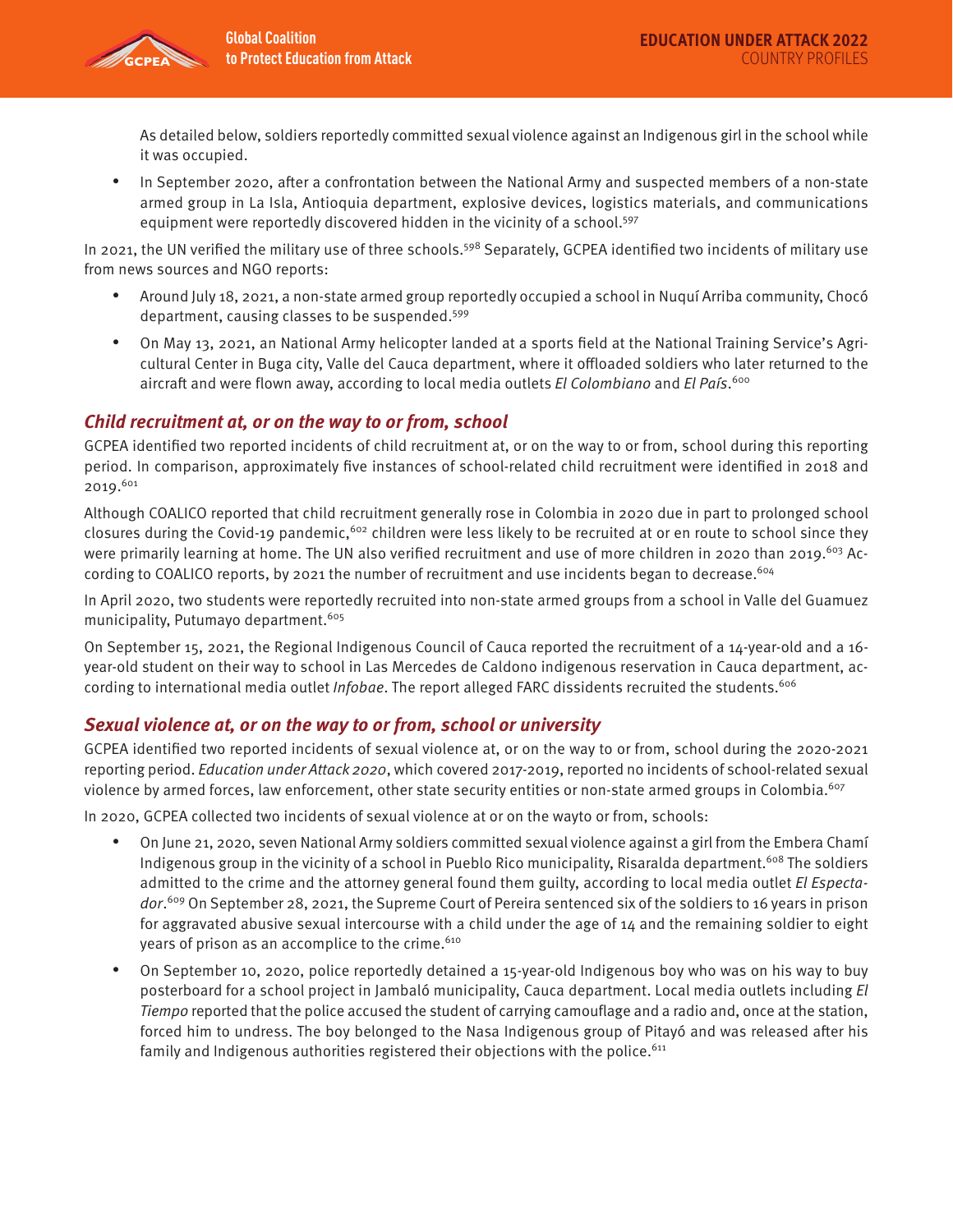As detailed below, soldiers reportedly committed sexual violence against an Indigenous girl in the school while it was occupied.

- In September 2020, after a confrontation between the National Army and suspected members of a non-state armed group in La Isla, Antioquia department, explosive devices, logistics materials, and communications equipment were reportedly discovered hidden in the vicinity of a school.[597]

In 2021, the UN verified the military use of three schools.[598] Separately, GCPEA identified two incidents of military use from news sources and NGO reports:

- Around July 18, 2021, a non-state armed group reportedly occupied a school in Nuquí Arriba community, Chocó department, causing classes to be suspended.[599]
- On May 13, 2021, an National Army helicopter landed at a sports field at the National Training Service's Agricultural Center in Buga city, Valle del Cauca department, where it offloaded soldiers who later returned to the aircraft and were flown away, according to local media outlets *El Colombiano* and *El País*.[600]

## *Child recruitment at, or on the way to or from, school*

GCPEA identified two reported incidents of child recruitment at, or on the way to or from, school during this reporting period. In comparison, approximately five instances of school-related child recruitment were identified in 2018 and 2019.[601]

Although COALICO reported that child recruitment generally rose in Colombia in 2020 due in part to prolonged school closures during the Covid-19 pandemic,[602] children were less likely to be recruited at or en route to school since they were primarily learning at home. The UN also verified recruitment and use of more children in 2020 than 2019.[603] According to COALICO reports, by 2021 the number of recruitment and use incidents began to decrease.[604]

In April 2020, two students were reportedly recruited into non-state armed groups from a school in Valle del Guamuez municipality, Putumayo department.[605]

On September 15, 2021, the Regional Indigenous Council of Cauca reported the recruitment of a 14-year-old and a 16-year-old student on their way to school in Las Mercedes de Caldono indigenous reservation in Cauca department, according to international media outlet *Infobae*. The report alleged FARC dissidents recruited the students.[606]

## *Sexual violence at, or on the way to or from, school or university*

GCPEA identified two reported incidents of sexual violence at, or on the way to or from, school during the 2020-2021 reporting period. *Education under Attack 2020*, which covered 2017-2019, reported no incidents of school-related sexual violence by armed forces, law enforcement, other state security entities or non-state armed groups in Colombia.[607]

In 2020, GCPEA collected two incidents of sexual violence at or on the wayto or from, schools:

- On June 21, 2020, seven National Army soldiers committed sexual violence against a girl from the Embera Chamí Indigenous group in the vicinity of a school in Pueblo Rico municipality, Risaralda department.[608] The soldiers admitted to the crime and the attorney general found them guilty, according to local media outlet *El Espectador*.[609] On September 28, 2021, the Supreme Court of Pereira sentenced six of the soldiers to 16 years in prison for aggravated abusive sexual intercourse with a child under the age of 14 and the remaining soldier to eight years of prison as an accomplice to the crime.[610]
- On September 10, 2020, police reportedly detained a 15-year-old Indigenous boy who was on his way to buy posterboard for a school project in Jambaló municipality, Cauca department. Local media outlets including *El Tiempo* reported that the police accused the student of carrying camouflage and a radio and, once at the station, forced him to undress. The boy belonged to the Nasa Indigenous group of Pitayó and was released after his family and Indigenous authorities registered their objections with the police.[611]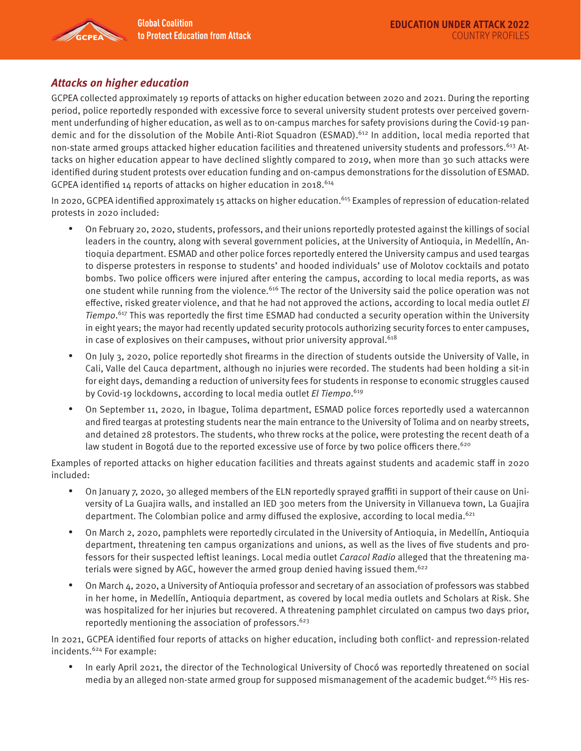### *Attacks on higher education*

GCPEA collected approximately 19 reports of attacks on higher education between 2020 and 2021. During the reporting period, police reportedly responded with excessive force to several university student protests over perceived government underfunding of higher education, as well as to on-campus marches for safety provisions during the Covid-19 pandemic and for the dissolution of the Mobile Anti-Riot Squadron (ESMAD).[612] In addition, local media reported that non-state armed groups attacked higher education facilities and threatened university students and professors.[613] Attacks on higher education appear to have declined slightly compared to 2019, when more than 30 such attacks were identified during student protests over education funding and on-campus demonstrations for the dissolution of ESMAD. GCPEA identified 14 reports of attacks on higher education in 2018.[614]

In 2020, GCPEA identified approximately 15 attacks on higher education.[615] Examples of repression of education-related protests in 2020 included:

- On February 20, 2020, students, professors, and their unions reportedly protested against the killings of social leaders in the country, along with several government policies, at the University of Antioquia, in Medellín, Antioquia department. ESMAD and other police forces reportedly entered the University campus and used teargas to disperse protesters in response to students' and hooded individuals' use of Molotov cocktails and potato bombs. Two police officers were injured after entering the campus, according to local media reports, as was one student while running from the violence.[616] The rector of the University said the police operation was not effective, risked greater violence, and that he had not approved the actions, according to local media outlet *El Tiempo*.[617] This was reportedly the first time ESMAD had conducted a security operation within the University in eight years; the mayor had recently updated security protocols authorizing security forces to enter campuses, in case of explosives on their campuses, without prior university approval.[618]
- On July 3, 2020, police reportedly shot firearms in the direction of students outside the University of Valle, in Cali, Valle del Cauca department, although no injuries were recorded. The students had been holding a sit-in for eight days, demanding a reduction of university fees for students in response to economic struggles caused by Covid-19 lockdowns, according to local media outlet *El Tiempo*.[619]
- On September 11, 2020, in Ibague, Tolima department, ESMAD police forces reportedly used a watercannon and fired teargas at protesting students near the main entrance to the University of Tolima and on nearby streets, and detained 28 protestors. The students, who threw rocks at the police, were protesting the recent death of a law student in Bogotá due to the reported excessive use of force by two police officers there.[620]

Examples of reported attacks on higher education facilities and threats against students and academic staff in 2020 included:

- On January 7, 2020, 30 alleged members of the ELN reportedly sprayed graffiti in support of their cause on University of La Guajira walls, and installed an IED 300 meters from the University in Villanueva town, La Guajira department. The Colombian police and army diffused the explosive, according to local media.[621]
- On March 2, 2020, pamphlets were reportedly circulated in the University of Antioquia, in Medellín, Antioquia department, threatening ten campus organizations and unions, as well as the lives of five students and professors for their suspected leftist leanings. Local media outlet *Caracol Radio* alleged that the threatening materials were signed by AGC, however the armed group denied having issued them.[622]
- On March 4, 2020, a University of Antioquia professor and secretary of an association of professors was stabbed in her home, in Medellín, Antioquia department, as covered by local media outlets and Scholars at Risk. She was hospitalized for her injuries but recovered. A threatening pamphlet circulated on campus two days prior, reportedly mentioning the association of professors.[623]

In 2021, GCPEA identified four reports of attacks on higher education, including both conflict- and repression-related incidents.[624] For example:

- In early April 2021, the director of the Technological University of Chocó was reportedly threatened on social media by an alleged non-state armed group for supposed mismanagement of the academic budget.[625] His res-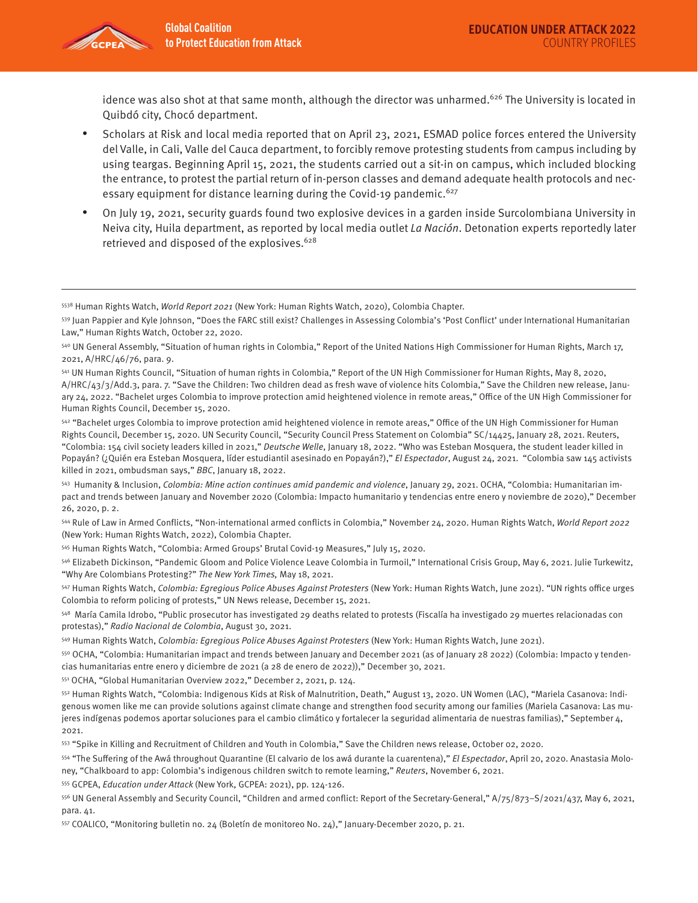idence was also shot at that same month, although the director was unharmed.[626] The University is located in Quibdó city, Chocó department.

- Scholars at Risk and local media reported that on April 23, 2021, ESMAD police forces entered the University del Valle, in Cali, Valle del Cauca department, to forcibly remove protesting students from campus including by using teargas. Beginning April 15, 2021, the students carried out a sit-in on campus, which included blocking the entrance, to protest the partial return of in-person classes and demand adequate health protocols and necessary equipment for distance learning during the Covid-19 pandemic.[627]
- On July 19, 2021, security guards found two explosive devices in a garden inside Surcolombiana University in Neiva city, Huila department, as reported by local media outlet *La Nación*. Detonation experts reportedly later retrieved and disposed of the explosives.[628]

---

[538] Human Rights Watch, *World Report 2021* (New York: Human Rights Watch, 2020), Colombia Chapter.

[539] Juan Pappier and Kyle Johnson, "Does the FARC still exist? Challenges in Assessing Colombia's 'Post Conflict' under International Humanitarian Law," Human Rights Watch, October 22, 2020.

[540] UN General Assembly, "Situation of human rights in Colombia," Report of the United Nations High Commissioner for Human Rights, March 17, 2021, A/HRC/46/76, para. 9.

[541] UN Human Rights Council, "Situation of human rights in Colombia," Report of the UN High Commissioner for Human Rights, May 8, 2020, A/HRC/43/3/Add.3, para. 7. "Save the Children: Two children dead as fresh wave of violence hits Colombia," Save the Children new release, January 24, 2022. "Bachelet urges Colombia to improve protection amid heightened violence in remote areas," Office of the UN High Commissioner for Human Rights Council, December 15, 2020.

[542] "Bachelet urges Colombia to improve protection amid heightened violence in remote areas," Office of the UN High Commissioner for Human Rights Council, December 15, 2020. UN Security Council, "Security Council Press Statement on Colombia" SC/14425, January 28, 2021. Reuters, "Colombia: 154 civil society leaders killed in 2021," *Deutsche Welle*, January 18, 2022. "Who was Esteban Mosquera, the student leader killed in Popayán? (¿Quién era Esteban Mosquera, líder estudiantil asesinado en Popayán?)," *El Espectador*, August 24, 2021. "Colombia saw 145 activists killed in 2021, ombudsman says," *BBC*, January 18, 2022.

[543] Humanity & Inclusion, *Colombia: Mine action continues amid pandemic and violence*, January 29, 2021. OCHA, "Colombia: Humanitarian impact and trends between January and November 2020 (Colombia: Impacto humanitario y tendencias entre enero y noviembre de 2020)," December 26, 2020, p. 2.

[544] Rule of Law in Armed Conflicts, "Non-international armed conflicts in Colombia," November 24, 2020. Human Rights Watch, *World Report 2022* (New York: Human Rights Watch, 2022), Colombia Chapter.

[545] Human Rights Watch, "Colombia: Armed Groups' Brutal Covid-19 Measures," July 15, 2020.

[546] Elizabeth Dickinson, "Pandemic Gloom and Police Violence Leave Colombia in Turmoil," International Crisis Group, May 6, 2021. Julie Turkewitz, "Why Are Colombians Protesting?" *The New York Times,* May 18, 2021.

[547] Human Rights Watch, *Colombia: Egregious Police Abuses Against Protesters* (New York: Human Rights Watch, June 2021). "UN rights office urges Colombia to reform policing of protests," UN News release, December 15, 2021.

[548] María Camila Idrobo, "Public prosecutor has investigated 29 deaths related to protests (Fiscalía ha investigado 29 muertes relacionadas con protestas)," *Radio Nacional de Colombia*, August 30, 2021.

[549] Human Rights Watch, *Colombia: Egregious Police Abuses Against Protesters* (New York: Human Rights Watch, June 2021).

[550] OCHA, "Colombia: Humanitarian impact and trends between January and December 2021 (as of January 28 2022) (Colombia: Impacto y tendencias humanitarias entre enero y diciembre de 2021 (a 28 de enero de 2022))," December 30, 2021.

[551] OCHA, "Global Humanitarian Overview 2022," December 2, 2021, p. 124.

[552] Human Rights Watch, "Colombia: Indigenous Kids at Risk of Malnutrition, Death," August 13, 2020. UN Women (LAC), "Mariela Casanova: Indigenous women like me can provide solutions against climate change and strengthen food security among our families (Mariela Casanova: Las mujeres indígenas podemos aportar soluciones para el cambio climático y fortalecer la seguridad alimentaria de nuestras familias)," September 4, 2021.

[553] "Spike in Killing and Recruitment of Children and Youth in Colombia," Save the Children news release, October 02, 2020.

[554] "The Suffering of the Awá throughout Quarantine (El calvario de los awá durante la cuarentena)," *El Espectador*, April 20, 2020. Anastasia Moloney, "Chalkboard to app: Colombia's indigenous children switch to remote learning," *Reuters*, November 6, 2021.

[555] GCPEA, *Education under Attack* (New York, GCPEA: 2021), pp. 124-126.

[556] UN General Assembly and Security Council, "Children and armed conflict: Report of the Secretary-General," A/75/873–S/2021/437, May 6, 2021, para. 41.

[557] COALICO, "Monitoring bulletin no. 24 (Boletín de monitoreo No. 24)," January-December 2020, p. 21.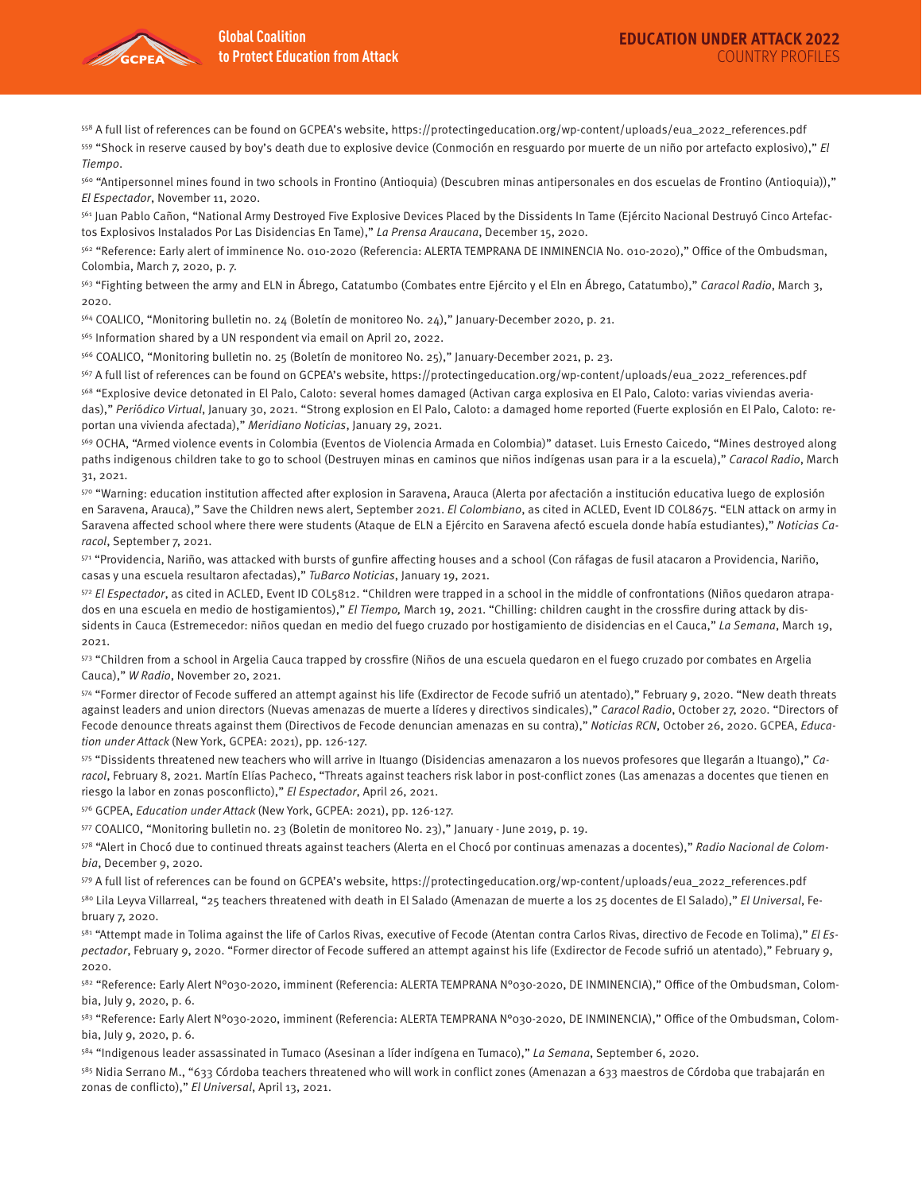[558] A full list of references can be found on GCPEA's website, https://protectingeducation.org/wp-content/uploads/eua_2022_references.pdf

[559] "Shock in reserve caused by boy's death due to explosive device (Conmoción en resguardo por muerte de un niño por artefacto explosivo)," *El Tiempo*.

[560] "Antipersonnel mines found in two schools in Frontino (Antioquia) (Descubren minas antipersonales en dos escuelas de Frontino (Antioquia))," *El Espectador*, November 11, 2020.

[561] Juan Pablo Cañon, "National Army Destroyed Five Explosive Devices Placed by the Dissidents In Tame (Ejército Nacional Destruyó Cinco Artefactos Explosivos Instalados Por Las Disidencias En Tame)," *La Prensa Araucana*, December 15, 2020.

[562] "Reference: Early alert of imminence No. 010-2020 (Referencia: ALERTA TEMPRANA DE INMINENCIA No. 010-2020)," Office of the Ombudsman, Colombia, March 7, 2020, p. 7.

[563] "Fighting between the army and ELN in Ábrego, Catatumbo (Combates entre Ejército y el Eln en Ábrego, Catatumbo)," *Caracol Radio*, March 3, 2020.

[564] COALICO, "Monitoring bulletin no. 24 (Boletín de monitoreo No. 24)," January-December 2020, p. 21.

[565] Information shared by a UN respondent via email on April 20, 2022.

[566] COALICO, "Monitoring bulletin no. 25 (Boletín de monitoreo No. 25)," January-December 2021, p. 23.

[567] A full list of references can be found on GCPEA's website, https://protectingeducation.org/wp-content/uploads/eua_2022_references.pdf

[568] "Explosive device detonated in El Palo, Caloto: several homes damaged (Activan carga explosiva en El Palo, Caloto: varias viviendas averiadas)," *Periódico Virtual*, January 30, 2021. "Strong explosion en El Palo, Caloto: a damaged home reported (Fuerte explosión en El Palo, Caloto: reportan una vivienda afectada)," *Meridiano Noticias*, January 29, 2021.

[569] OCHA, "Armed violence events in Colombia (Eventos de Violencia Armada en Colombia)" dataset. Luis Ernesto Caicedo, "Mines destroyed along paths indigenous children take to go to school (Destruyen minas en caminos que niños indígenas usan para ir a la escuela)," *Caracol Radio*, March 31, 2021.

[570] "Warning: education institution affected after explosion in Saravena, Arauca (Alerta por afectación a institución educativa luego de explosión en Saravena, Arauca)," Save the Children news alert, September 2021. *El Colombiano*, as cited in ACLED, Event ID COL8675. "ELN attack on army in Saravena affected school where there were students (Ataque de ELN a Ejército en Saravena afectó escuela donde había estudiantes)," *Noticias Caracol*, September 7, 2021.

[571] "Providencia, Nariño, was attacked with bursts of gunfire affecting houses and a school (Con ráfagas de fusil atacaron a Providencia, Nariño, casas y una escuela resultaron afectadas)," *TuBarco Noticias*, January 19, 2021.

[572] *El Espectador*, as cited in ACLED, Event ID COL5812. "Children were trapped in a school in the middle of confrontations (Niños quedaron atrapados en una escuela en medio de hostigamientos)," *El Tiempo,* March 19, 2021. "Chilling: children caught in the crossfire during attack by dissidents in Cauca (Estremecedor: niños quedan en medio del fuego cruzado por hostigamiento de disidencias en el Cauca," *La Semana*, March 19, 2021.

[573] "Children from a school in Argelia Cauca trapped by crossfire (Niños de una escuela quedaron en el fuego cruzado por combates en Argelia Cauca)," *W Radio*, November 20, 2021.

[574] "Former director of Fecode suffered an attempt against his life (Exdirector de Fecode sufrió un atentado)," February 9, 2020. "New death threats against leaders and union directors (Nuevas amenazas de muerte a líderes y directivos sindicales)," *Caracol Radio*, October 27, 2020. "Directors of Fecode denounce threats against them (Directivos de Fecode denuncian amenazas en su contra)," *Noticias RCN*, October 26, 2020. GCPEA, *Education under Attack* (New York, GCPEA: 2021), pp. 126-127.

[575] "Dissidents threatened new teachers who will arrive in Ituango (Disidencias amenazaron a los nuevos profesores que llegarán a Ituango)," *Caracol*, February 8, 2021. Martín Elías Pacheco, "Threats against teachers risk labor in post-conflict zones (Las amenazas a docentes que tienen en riesgo la labor en zonas posconflicto)," *El Espectador*, April 26, 2021.

[576] GCPEA, *Education under Attack* (New York, GCPEA: 2021), pp. 126-127.

[577] COALICO, "Monitoring bulletin no. 23 (Boletin de monitoreo No. 23)," January - June 2019, p. 19.

[578] "Alert in Chocó due to continued threats against teachers (Alerta en el Chocó por continuas amenazas a docentes)," *Radio Nacional de Colombia*, December 9, 2020.

[579] A full list of references can be found on GCPEA's website, https://protectingeducation.org/wp-content/uploads/eua_2022_references.pdf

[580] Lila Leyva Villarreal, "25 teachers threatened with death in El Salado (Amenazan de muerte a los 25 docentes de El Salado)," *El Universal*, February 7, 2020.

[581] "Attempt made in Tolima against the life of Carlos Rivas, executive of Fecode (Atentan contra Carlos Rivas, directivo de Fecode en Tolima)," *El Espectador*, February 9, 2020. "Former director of Fecode suffered an attempt against his life (Exdirector de Fecode sufrió un atentado)," February 9, 2020.

[582] "Reference: Early Alert Nº030-2020, imminent (Referencia: ALERTA TEMPRANA Nº030-2020, DE INMINENCIA)," Office of the Ombudsman, Colombia, July 9, 2020, p. 6.

[583] "Reference: Early Alert Nº030-2020, imminent (Referencia: ALERTA TEMPRANA Nº030-2020, DE INMINENCIA)," Office of the Ombudsman, Colombia, July 9, 2020, p. 6.

[584] "Indigenous leader assassinated in Tumaco (Asesinan a líder indígena en Tumaco)," *La Semana*, September 6, 2020.

[585] Nidia Serrano M., "633 Córdoba teachers threatened who will work in conflict zones (Amenazan a 633 maestros de Córdoba que trabajarán en zonas de conflicto)," *El Universal*, April 13, 2021.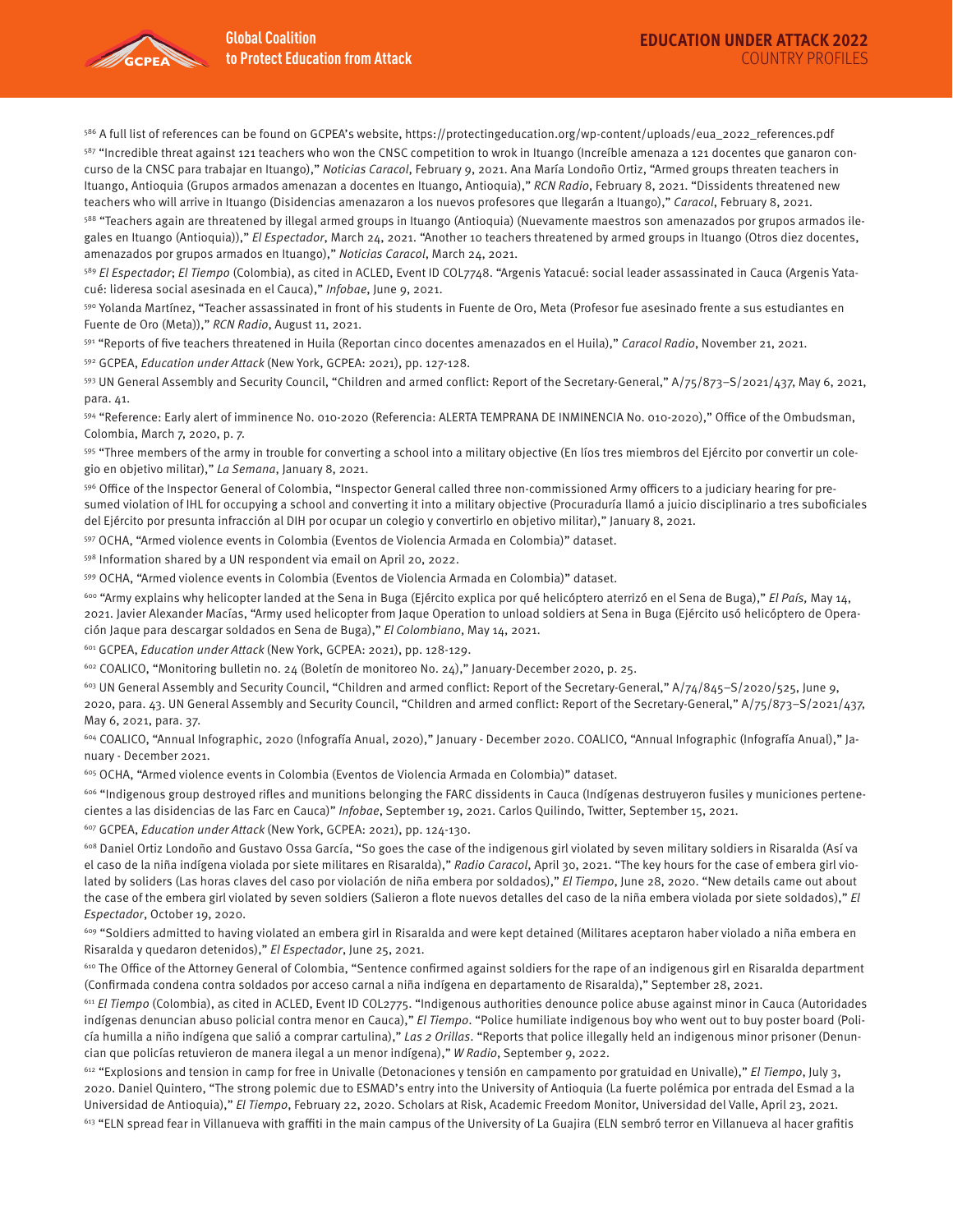[586] A full list of references can be found on GCPEA's website, https://protectingeducation.org/wp-content/uploads/eua_2022_references.pdf

[587] "Incredible threat against 121 teachers who won the CNSC competition to wrok in Ituango (Increíble amenaza a 121 docentes que ganaron concurso de la CNSC para trabajar en Ituango)," *Noticias Caracol*, February 9, 2021. Ana María Londoño Ortiz, "Armed groups threaten teachers in Ituango, Antioquia (Grupos armados amenazan a docentes en Ituango, Antioquia)," *RCN Radio*, February 8, 2021. "Dissidents threatened new teachers who will arrive in Ituango (Disidencias amenazaron a los nuevos profesores que llegarán a Ituango)," *Caracol*, February 8, 2021.

[588] "Teachers again are threatened by illegal armed groups in Ituango (Antioquia) (Nuevamente maestros son amenazados por grupos armados ilegales en Ituango (Antioquia))," *El Espectador*, March 24, 2021. "Another 10 teachers threatened by armed groups in Ituango (Otros diez docentes, amenazados por grupos armados en Ituango)," *Noticias Caracol*, March 24, 2021.

[589] *El Espectador*; *El Tiempo* (Colombia), as cited in ACLED, Event ID COL7748. "Argenis Yatacué: social leader assassinated in Cauca (Argenis Yatacué: lideresa social asesinada en el Cauca)," *Infobae*, June 9, 2021.

[590] Yolanda Martínez, "Teacher assassinated in front of his students in Fuente de Oro, Meta (Profesor fue asesinado frente a sus estudiantes en Fuente de Oro (Meta))," *RCN Radio*, August 11, 2021.

[591] "Reports of five teachers threatened in Huila (Reportan cinco docentes amenazados en el Huila)," *Caracol Radio*, November 21, 2021.

[592] GCPEA, *Education under Attack* (New York, GCPEA: 2021), pp. 127-128.

[593] UN General Assembly and Security Council, "Children and armed conflict: Report of the Secretary-General," A/75/873–S/2021/437, May 6, 2021, para. 41.

[594] "Reference: Early alert of imminence No. 010-2020 (Referencia: ALERTA TEMPRANA DE INMINENCIA No. 010-2020)," Office of the Ombudsman, Colombia, March 7, 2020, p. 7.

[595] "Three members of the army in trouble for converting a school into a military objective (En líos tres miembros del Ejército por convertir un colegio en objetivo militar)," *La Semana*, January 8, 2021.

[596] Office of the Inspector General of Colombia, "Inspector General called three non-commissioned Army officers to a judiciary hearing for presumed violation of IHL for occupying a school and converting it into a military objective (Procuraduría llamó a juicio disciplinario a tres suboficiales del Ejército por presunta infracción al DIH por ocupar un colegio y convertirlo en objetivo militar)," January 8, 2021.

[597] OCHA, "Armed violence events in Colombia (Eventos de Violencia Armada en Colombia)" dataset.

[598] Information shared by a UN respondent via email on April 20, 2022.

[599] OCHA, "Armed violence events in Colombia (Eventos de Violencia Armada en Colombia)" dataset.

[600] "Army explains why helicopter landed at the Sena in Buga (Ejército explica por qué helicóptero aterrizó en el Sena de Buga)," *El País*, May 14, 2021. Javier Alexander Macías, "Army used helicopter from Jaque Operation to unload soldiers at Sena in Buga (Ejército usó helicóptero de Operación Jaque para descargar soldados en Sena de Buga)," *El Colombiano*, May 14, 2021.

[601] GCPEA, *Education under Attack* (New York, GCPEA: 2021), pp. 128-129.

[602] COALICO, "Monitoring bulletin no. 24 (Boletín de monitoreo No. 24)," January-December 2020, p. 25.

[603] UN General Assembly and Security Council, "Children and armed conflict: Report of the Secretary-General," A/74/845–S/2020/525, June 9, 2020, para. 43. UN General Assembly and Security Council, "Children and armed conflict: Report of the Secretary-General," A/75/873–S/2021/437, May 6, 2021, para. 37.

[604] COALICO, "Annual Infographic, 2020 (Infografía Anual, 2020)," January - December 2020. COALICO, "Annual Infographic (Infografía Anual)," January - December 2021.

[605] OCHA, "Armed violence events in Colombia (Eventos de Violencia Armada en Colombia)" dataset.

[606] "Indigenous group destroyed rifles and munitions belonging the FARC dissidents in Cauca (Indígenas destruyeron fusiles y municiones pertenecientes a las disidencias de las Farc en Cauca)" *Infobae*, September 19, 2021. Carlos Quilindo, Twitter, September 15, 2021.

[607] GCPEA, *Education under Attack* (New York, GCPEA: 2021), pp. 124-130.

[608] Daniel Ortiz Londoño and Gustavo Ossa García, "So goes the case of the indigenous girl violated by seven military soldiers in Risaralda (Así va el caso de la niña indígena violada por siete militares en Risaralda)," *Radio Caracol*, April 30, 2021. "The key hours for the case of embera girl violated by soliders (Las horas claves del caso por violación de niña embera por soldados)," *El Tiempo*, June 28, 2020. "New details came out about the case of the embera girl violated by seven soldiers (Salieron a flote nuevos detalles del caso de la niña embera violada por siete soldados)," *El Espectador*, October 19, 2020.

[609] "Soldiers admitted to having violated an embera girl in Risaralda and were kept detained (Militares aceptaron haber violado a niña embera en Risaralda y quedaron detenidos)," *El Espectador*, June 25, 2021.

[610] The Office of the Attorney General of Colombia, "Sentence confirmed against soldiers for the rape of an indigenous girl en Risaralda department (Confirmada condena contra soldados por acceso carnal a niña indígena en departamento de Risaralda)," September 28, 2021.

[611] *El Tiempo* (Colombia), as cited in ACLED, Event ID COL2775. "Indigenous authorities denounce police abuse against minor in Cauca (Autoridades indígenas denuncian abuso policial contra menor en Cauca)," *El Tiempo*. "Police humiliate indigenous boy who went out to buy poster board (Policía humilla a niño indígena que salió a comprar cartulina)," *Las 2 Orillas*. "Reports that police illegally held an indigenous minor prisoner (Denuncian que policías retuvieron de manera ilegal a un menor indígena)," *W Radio*, September 9, 2022.

[612] "Explosions and tension in camp for free in Univalle (Detonaciones y tensión en campamento por gratuidad en Univalle)," *El Tiempo*, July 3, 2020. Daniel Quintero, "The strong polemic due to ESMAD's entry into the University of Antioquia (La fuerte polémica por entrada del Esmad a la Universidad de Antioquia)," *El Tiempo*, February 22, 2020. Scholars at Risk, Academic Freedom Monitor, Universidad del Valle, April 23, 2021.

[613] "ELN spread fear in Villanueva with graffiti in the main campus of the University of La Guajira (ELN sembró terror en Villanueva al hacer grafitis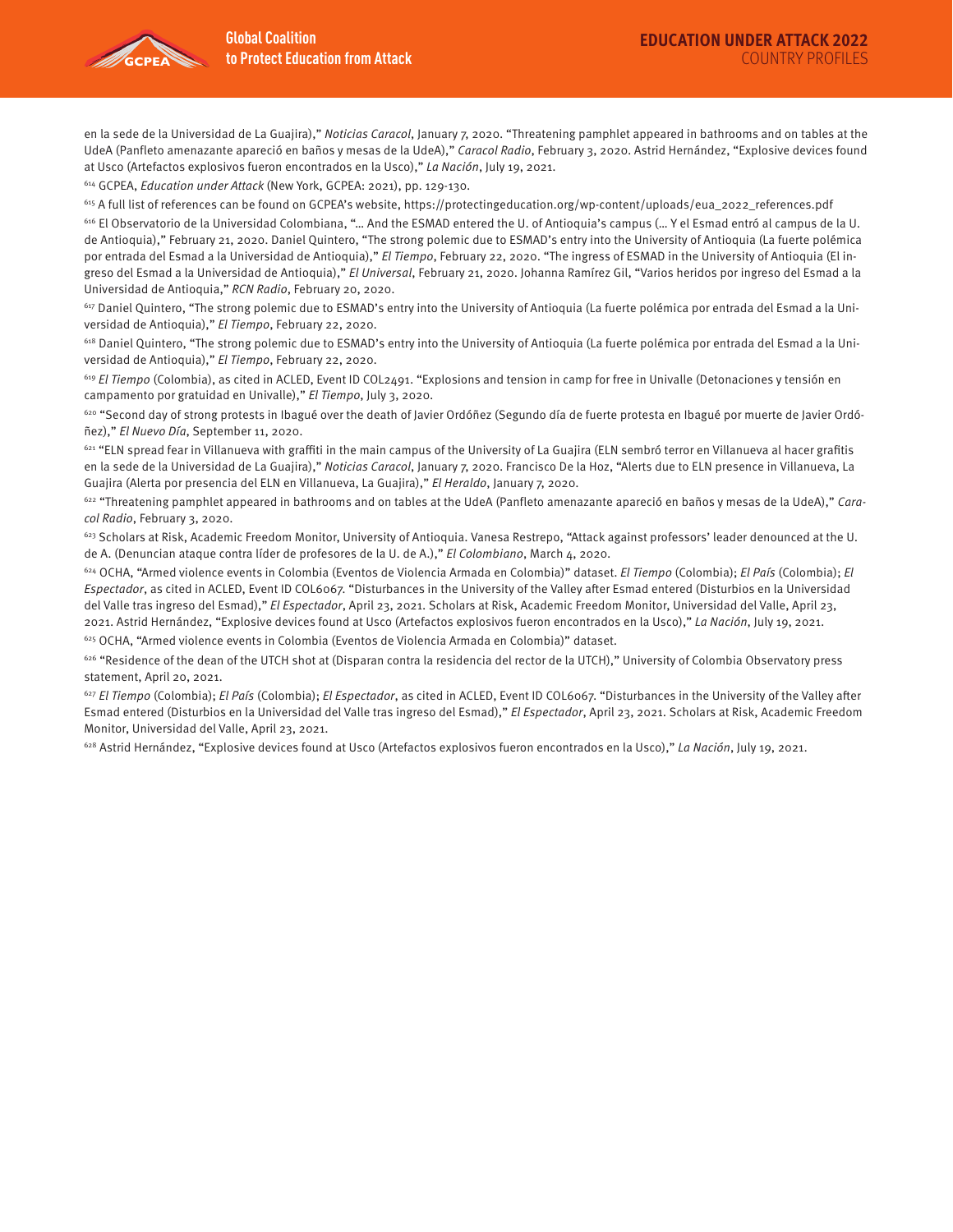en la sede de la Universidad de La Guajira)," *Noticias Caracol*, January 7, 2020. "Threatening pamphlet appeared in bathrooms and on tables at the UdeA (Panfleto amenazante apareció en baños y mesas de la UdeA)," *Caracol Radio*, February 3, 2020. Astrid Hernández, "Explosive devices found at Usco (Artefactos explosivos fueron encontrados en la Usco)," *La Nación*, July 19, 2021.

[614] GCPEA, *Education under Attack* (New York, GCPEA: 2021), pp. 129-130.

[615] A full list of references can be found on GCPEA's website, https://protectingeducation.org/wp-content/uploads/eua_2022_references.pdf

[616] El Observatorio de la Universidad Colombiana, "… And the ESMAD entered the U. of Antioquia's campus (… Y el Esmad entró al campus de la U. de Antioquia)," February 21, 2020. Daniel Quintero, "The strong polemic due to ESMAD's entry into the University of Antioquia (La fuerte polémica por entrada del Esmad a la Universidad de Antioquia)," *El Tiempo*, February 22, 2020. "The ingress of ESMAD in the University of Antioquia (El ingreso del Esmad a la Universidad de Antioquia)," *El Universal*, February 21, 2020. Johanna Ramírez Gil, "Varios heridos por ingreso del Esmad a la Universidad de Antioquia," *RCN Radio*, February 20, 2020.

[617] Daniel Quintero, "The strong polemic due to ESMAD's entry into the University of Antioquia (La fuerte polémica por entrada del Esmad a la Universidad de Antioquia)," *El Tiempo*, February 22, 2020.

[618] Daniel Quintero, "The strong polemic due to ESMAD's entry into the University of Antioquia (La fuerte polémica por entrada del Esmad a la Universidad de Antioquia)," *El Tiempo*, February 22, 2020.

[619] *El Tiempo* (Colombia), as cited in ACLED, Event ID COL2491. "Explosions and tension in camp for free in Univalle (Detonaciones y tensión en campamento por gratuidad en Univalle)," *El Tiempo*, July 3, 2020.

[620] "Second day of strong protests in Ibagué over the death of Javier Ordóñez (Segundo día de fuerte protesta en Ibagué por muerte de Javier Ordóñez)," *El Nuevo Día*, September 11, 2020.

[621] "ELN spread fear in Villanueva with graffiti in the main campus of the University of La Guajira (ELN sembró terror en Villanueva al hacer grafitis en la sede de la Universidad de La Guajira)," *Noticias Caracol*, January 7, 2020. Francisco De la Hoz, "Alerts due to ELN presence in Villanueva, La Guajira (Alerta por presencia del ELN en Villanueva, La Guajira)," *El Heraldo*, January 7, 2020.

[622] "Threatening pamphlet appeared in bathrooms and on tables at the UdeA (Panfleto amenazante apareció en baños y mesas de la UdeA)," *Caracol Radio*, February 3, 2020.

[623] Scholars at Risk, Academic Freedom Monitor, University of Antioquia. Vanesa Restrepo, "Attack against professors' leader denounced at the U. de A. (Denuncian ataque contra líder de profesores de la U. de A.)," *El Colombiano*, March 4, 2020.

[624] OCHA, "Armed violence events in Colombia (Eventos de Violencia Armada en Colombia)" dataset. *El Tiempo* (Colombia); *El País* (Colombia); *El Espectador*, as cited in ACLED, Event ID COL6067. "Disturbances in the University of the Valley after Esmad entered (Disturbios en la Universidad del Valle tras ingreso del Esmad)," *El Espectador*, April 23, 2021. Scholars at Risk, Academic Freedom Monitor, Universidad del Valle, April 23, 2021. Astrid Hernández, "Explosive devices found at Usco (Artefactos explosivos fueron encontrados en la Usco)," *La Nación*, July 19, 2021.

[625] OCHA, "Armed violence events in Colombia (Eventos de Violencia Armada en Colombia)" dataset.

[626] "Residence of the dean of the UTCH shot at (Disparan contra la residencia del rector de la UTCH)," University of Colombia Observatory press statement, April 20, 2021.

[627] *El Tiempo* (Colombia); *El País* (Colombia); *El Espectador*, as cited in ACLED, Event ID COL6067. "Disturbances in the University of the Valley after Esmad entered (Disturbios en la Universidad del Valle tras ingreso del Esmad)," *El Espectador*, April 23, 2021. Scholars at Risk, Academic Freedom Monitor, Universidad del Valle, April 23, 2021.

[628] Astrid Hernández, "Explosive devices found at Usco (Artefactos explosivos fueron encontrados en la Usco)," *La Nación*, July 19, 2021.